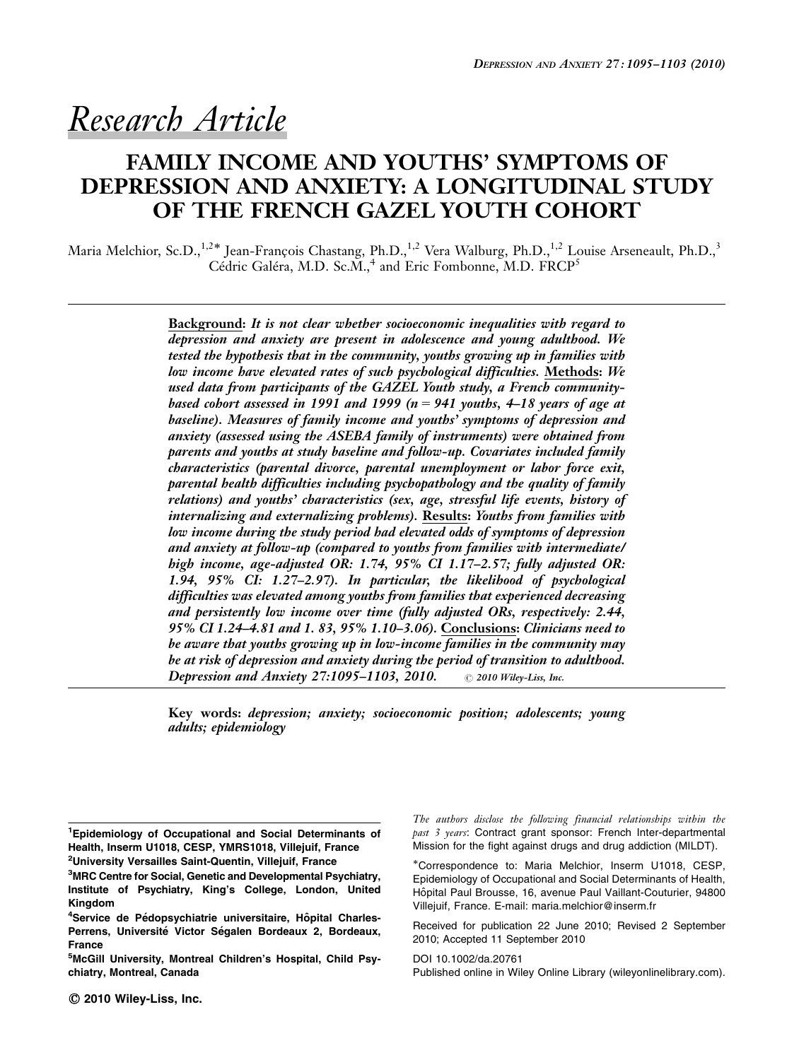*Research Article*

# FAMILY INCOME AND YOUTHS' SYMPTOMS OF DEPRESSION AND ANXIETY: A LONGITUDINAL STUDY OF THE FRENCH GAZEL YOUTH COHORT

Maria Melchior, Sc.D.,[1,2]* Jean-François Chastang, Ph.D.,[1,2] Vera Walburg, Ph.D.,[1,2] Louise Arseneault, Ph.D.,[3] Cédric Galéra, M.D. Sc.M.,[4] and Eric Fombonne, M.D. FRCP[5]

**Background:** *It is not clear whether socioeconomic inequalities with regard to depression and anxiety are present in adolescence and young adulthood. We tested the hypothesis that in the community, youths growing up in families with low income have elevated rates of such psychological difficulties.* **Methods:** *We used data from participants of the GAZEL Youth study, a French community-based cohort assessed in 1991 and 1999 (n = 941 youths, 4–18 years of age at baseline). Measures of family income and youths' symptoms of depression and anxiety (assessed using the ASEBA family of instruments) were obtained from parents and youths at study baseline and follow-up. Covariates included family characteristics (parental divorce, parental unemployment or labor force exit, parental health difficulties including psychopathology and the quality of family relations) and youths' characteristics (sex, age, stressful life events, history of internalizing and externalizing problems).* **Results:** *Youths from families with low income during the study period had elevated odds of symptoms of depression and anxiety at follow-up (compared to youths from families with intermediate/high income, age-adjusted OR: 1.74, 95% CI 1.17–2.57; fully adjusted OR: 1.94, 95% CI: 1.27–2.97). In particular, the likelihood of psychological difficulties was elevated among youths from families that experienced decreasing and persistently low income over time (fully adjusted ORs, respectively: 2.44, 95% CI 1.24–4.81 and 1. 83, 95% 1.10–3.06).* **Conclusions:** *Clinicians need to be aware that youths growing up in low-income families in the community may be at risk of depression and anxiety during the period of transition to adulthood.* **Depression and Anxiety 27:1095–1103, 2010.** © *2010 Wiley-Liss, Inc.*

**Key words:** *depression; anxiety; socioeconomic position; adolescents; young adults; epidemiology*

---

[1]**Epidemiology of Occupational and Social Determinants of Health, Inserm U1018, CESP, YMRS1018, Villejuif, France**
[2]**University Versailles Saint-Quentin, Villejuif, France**
[3]**MRC Centre for Social, Genetic and Developmental Psychiatry, Institute of Psychiatry, King's College, London, United Kingdom**
[4]**Service de Pédopsychiatrie universitaire, Hôpital Charles-Perrens, Université Victor Ségalen Bordeaux 2, Bordeaux, France**
[5]**McGill University, Montreal Children's Hospital, Child Psychiatry, Montreal, Canada**

*The authors disclose the following financial relationships within the past 3 years*: Contract grant sponsor: French Inter-departmental Mission for the fight against drugs and drug addiction (MILDT).

*Correspondence to: Maria Melchior, Inserm U1018, CESP, Epidemiology of Occupational and Social Determinants of Health, Hôpital Paul Brousse, 16, avenue Paul Vaillant-Couturier, 94800 Villejuif, France. E-mail: maria.melchior@inserm.fr

Received for publication 22 June 2010; Revised 2 September 2010; Accepted 11 September 2010

DOI 10.1002/da.20761
Published online in Wiley Online Library (wileyonlinelibrary.com).

© 2010 Wiley-Liss, Inc.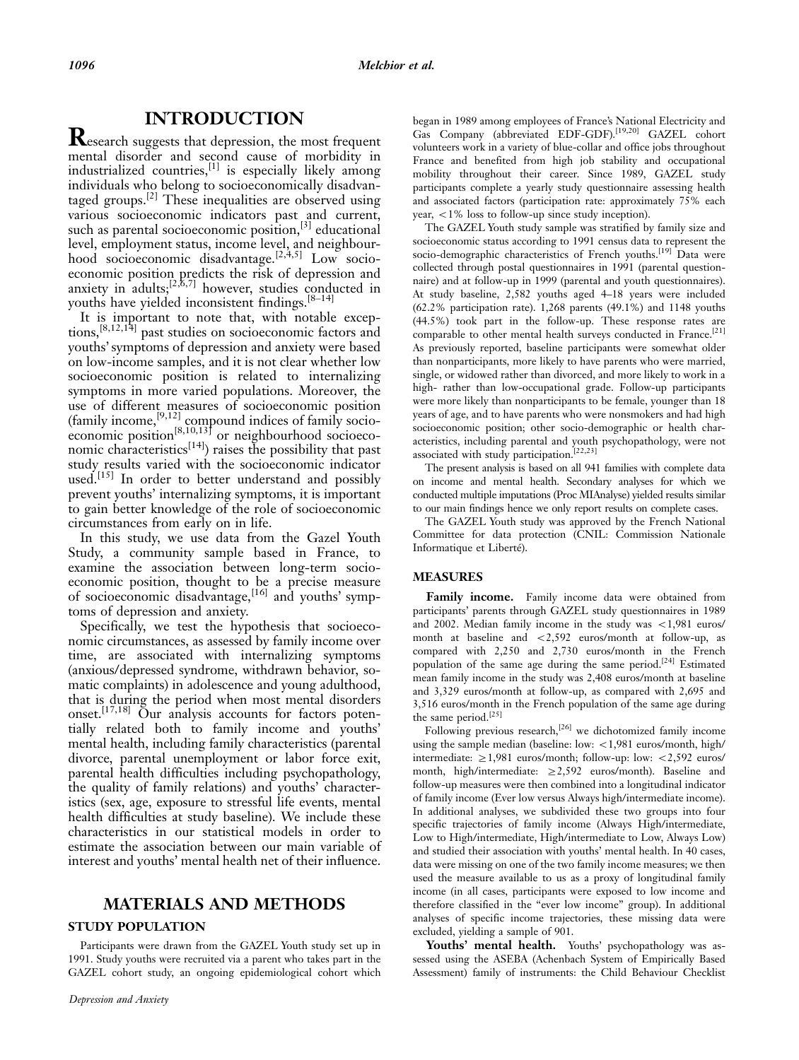# INTRODUCTION

Research suggests that depression, the most frequent mental disorder and second cause of morbidity in industrialized countries,[1] is especially likely among individuals who belong to socioeconomically disadvantaged groups.[2] These inequalities are observed using various socioeconomic indicators past and current, such as parental socioeconomic position,[3] educational level, employment status, income level, and neighbourhood socioeconomic disadvantage.[2,4,5] Low socioeconomic position predicts the risk of depression and anxiety in adults;[2,6,7] however, studies conducted in youths have yielded inconsistent findings.[8–14]

It is important to note that, with notable exceptions,[8,12,14] past studies on socioeconomic factors and youths' symptoms of depression and anxiety were based on low-income samples, and it is not clear whether low socioeconomic position is related to internalizing symptoms in more varied populations. Moreover, the use of different measures of socioeconomic position (family income,[9,12] compound indices of family socioeconomic position[8,10,13] or neighbourhood socioeconomic characteristics[14]) raises the possibility that past study results varied with the socioeconomic indicator used.[15] In order to better understand and possibly prevent youths' internalizing symptoms, it is important to gain better knowledge of the role of socioeconomic circumstances from early on in life.

In this study, we use data from the Gazel Youth Study, a community sample based in France, to examine the association between long-term socioeconomic position, thought to be a precise measure of socioeconomic disadvantage,[16] and youths' symptoms of depression and anxiety.

Specifically, we test the hypothesis that socioeconomic circumstances, as assessed by family income over time, are associated with internalizing symptoms (anxious/depressed syndrome, withdrawn behavior, somatic complaints) in adolescence and young adulthood, that is during the period when most mental disorders onset.[17,18] Our analysis accounts for factors potentially related both to family income and youths' mental health, including family characteristics (parental divorce, parental unemployment or labor force exit, parental health difficulties including psychopathology, the quality of family relations) and youths' characteristics (sex, age, exposure to stressful life events, mental health difficulties at study baseline). We include these characteristics in our statistical models in order to estimate the association between our main variable of interest and youths' mental health net of their influence.

# MATERIALS AND METHODS

## STUDY POPULATION

Participants were drawn from the GAZEL Youth study set up in 1991. Study youths were recruited via a parent who takes part in the GAZEL cohort study, an ongoing epidemiological cohort which began in 1989 among employees of France's National Electricity and Gas Company (abbreviated EDF-GDF).[19,20] GAZEL cohort volunteers work in a variety of blue-collar and office jobs throughout France and benefited from high job stability and occupational mobility throughout their career. Since 1989, GAZEL study participants complete a yearly study questionnaire assessing health and associated factors (participation rate: approximately 75% each year, <1% loss to follow-up since study inception).

The GAZEL Youth study sample was stratified by family size and socioeconomic status according to 1991 census data to represent the socio-demographic characteristics of French youths.[19] Data were collected through postal questionnaires in 1991 (parental questionnaire) and at follow-up in 1999 (parental and youth questionnaires). At study baseline, 2,582 youths aged 4–18 years were included (62.2% participation rate). 1,268 parents (49.1%) and 1148 youths (44.5%) took part in the follow-up. These response rates are comparable to other mental health surveys conducted in France.[21] As previously reported, baseline participants were somewhat older than nonparticipants, more likely to have parents who were married, single, or widowed rather than divorced, and more likely to work in a high- rather than low-occupational grade. Follow-up participants were more likely than nonparticipants to be female, younger than 18 years of age, and to have parents who were nonsmokers and had high socioeconomic position; other socio-demographic or health characteristics, including parental and youth psychopathology, were not associated with study participation.[22,23]

The present analysis is based on all 941 families with complete data on income and mental health. Secondary analyses for which we conducted multiple imputations (Proc MIAnalyse) yielded results similar to our main findings hence we only report results on complete cases.

The GAZEL Youth study was approved by the French National Committee for data protection (CNIL: Commission Nationale Informatique et Liberté).

## MEASURES

**Family income.** Family income data were obtained from participants' parents through GAZEL study questionnaires in 1989 and 2002. Median family income in the study was <1,981 euros/month at baseline and <2,592 euros/month at follow-up, as compared with 2,250 and 2,730 euros/month in the French population of the same age during the same period.[24] Estimated mean family income in the study was 2,408 euros/month at baseline and 3,329 euros/month at follow-up, as compared with 2,695 and 3,516 euros/month in the French population of the same age during the same period.[25]

Following previous research,[26] we dichotomized family income using the sample median (baseline: low: <1,981 euros/month, high/intermediate: ≥1,981 euros/month; follow-up: low: <2,592 euros/month, high/intermediate: ≥2,592 euros/month). Baseline and follow-up measures were then combined into a longitudinal indicator of family income (Ever low versus Always high/intermediate income). In additional analyses, we subdivided these two groups into four specific trajectories of family income (Always High/intermediate, Low to High/intermediate, High/intermediate to Low, Always Low) and studied their association with youths' mental health. In 40 cases, data were missing on one of the two family income measures; we then used the measure available to us as a proxy of longitudinal family income (in all cases, participants were exposed to low income and therefore classified in the "ever low income" group). In additional analyses of specific income trajectories, these missing data were excluded, yielding a sample of 901.

**Youths' mental health.** Youths' psychopathology was assessed using the ASEBA (Achenbach System of Empirically Based Assessment) family of instruments: the Child Behaviour Checklist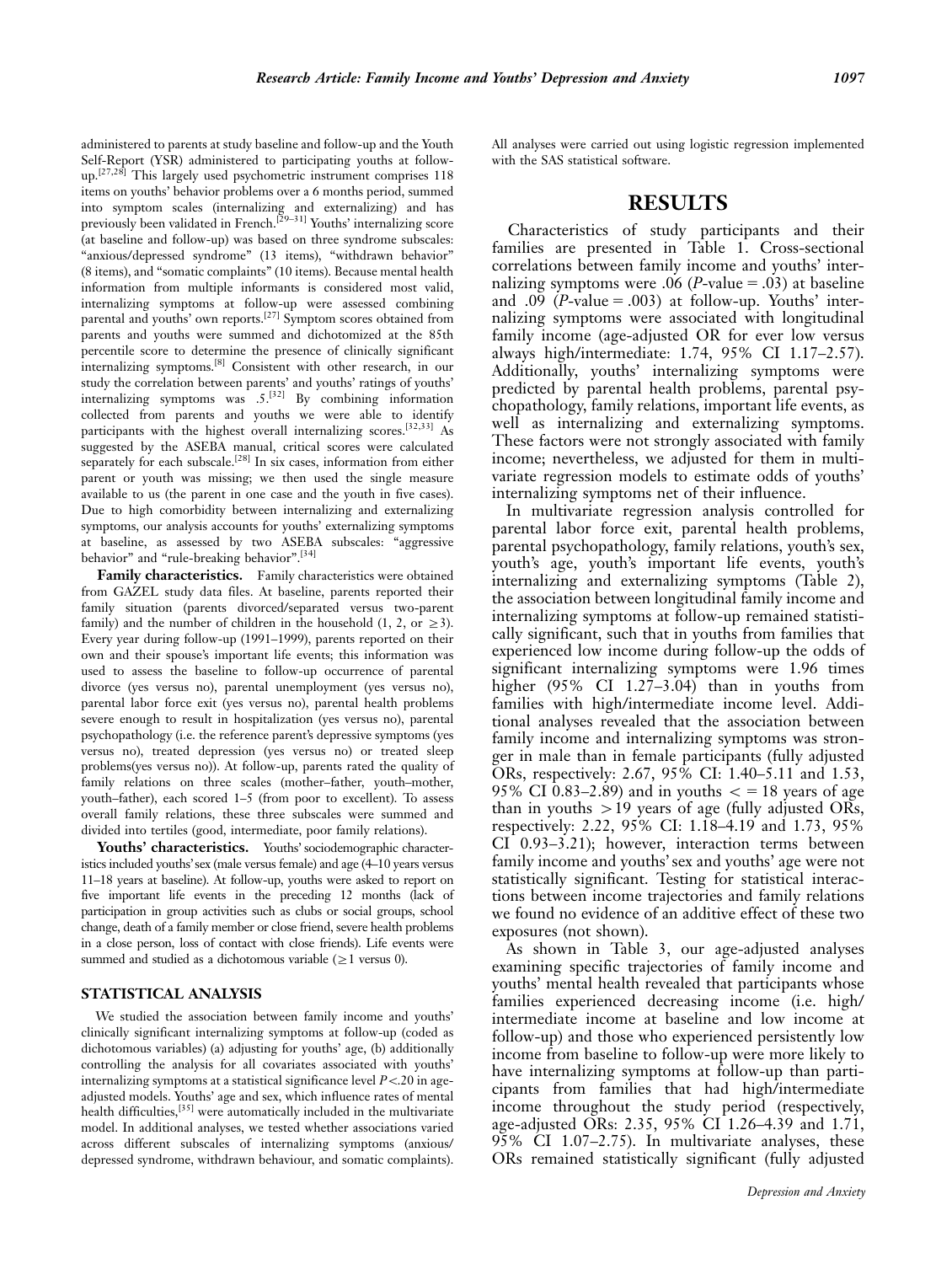administered to parents at study baseline and follow-up and the Youth Self-Report (YSR) administered to participating youths at follow-up.[27,28] This largely used psychometric instrument comprises 118 items on youths' behavior problems over a 6 months period, summed into symptom scales (internalizing and externalizing) and has previously been validated in French.[29–31] Youths' internalizing score (at baseline and follow-up) was based on three syndrome subscales: "anxious/depressed syndrome" (13 items), "withdrawn behavior" (8 items), and "somatic complaints" (10 items). Because mental health information from multiple informants is considered most valid, internalizing symptoms at follow-up were assessed combining parental and youths' own reports.[27] Symptom scores obtained from parents and youths were summed and dichotomized at the 85th percentile score to determine the presence of clinically significant internalizing symptoms.[8] Consistent with other research, in our study the correlation between parents' and youths' ratings of youths' internalizing symptoms was .5.[32] By combining information collected from parents and youths we were able to identify participants with the highest overall internalizing scores.[32,33] As suggested by the ASEBA manual, critical scores were calculated separately for each subscale.[28] In six cases, information from either parent or youth was missing; we then used the single measure available to us (the parent in one case and the youth in five cases). Due to high comorbidity between internalizing and externalizing symptoms, our analysis accounts for youths' externalizing symptoms at baseline, as assessed by two ASEBA subscales: "aggressive behavior" and "rule-breaking behavior".[34]

**Family characteristics.** Family characteristics were obtained from GAZEL study data files. At baseline, parents reported their family situation (parents divorced/separated versus two-parent family) and the number of children in the household (1, 2, or $\geq$3). Every year during follow-up (1991–1999), parents reported on their own and their spouse's important life events; this information was used to assess the baseline to follow-up occurrence of parental divorce (yes versus no), parental unemployment (yes versus no), parental labor force exit (yes versus no), parental health problems severe enough to result in hospitalization (yes versus no), parental psychopathology (i.e. the reference parent's depressive symptoms (yes versus no), treated depression (yes versus no) or treated sleep problems(yes versus no)). At follow-up, parents rated the quality of family relations on three scales (mother–father, youth–mother, youth–father), each scored 1–5 (from poor to excellent). To assess overall family relations, these three subscales were summed and divided into tertiles (good, intermediate, poor family relations).

**Youths' characteristics.** Youths' sociodemographic characteristics included youths' sex (male versus female) and age (4–10 years versus 11–18 years at baseline). At follow-up, youths were asked to report on five important life events in the preceding 12 months (lack of participation in group activities such as clubs or social groups, school change, death of a family member or close friend, severe health problems in a close person, loss of contact with close friends). Life events were summed and studied as a dichotomous variable ($\geq$1 versus 0).

### STATISTICAL ANALYSIS

We studied the association between family income and youths' clinically significant internalizing symptoms at follow-up (coded as dichotomous variables) (a) adjusting for youths' age, (b) additionally controlling the analysis for all covariates associated with youths' internalizing symptoms at a statistical significance level $P < .20$ in age-adjusted models. Youths' age and sex, which influence rates of mental health difficulties,[35] were automatically included in the multivariate model. In additional analyses, we tested whether associations varied across different subscales of internalizing symptoms (anxious/depressed syndrome, withdrawn behaviour, and somatic complaints). All analyses were carried out using logistic regression implemented with the SAS statistical software.

## RESULTS

Characteristics of study participants and their families are presented in Table 1. Cross-sectional correlations between family income and youths' internalizing symptoms were .06 ($P$-value = .03) at baseline and .09 ($P$-value = .003) at follow-up. Youths' internalizing symptoms were associated with longitudinal family income (age-adjusted OR for ever low versus always high/intermediate: 1.74, 95% CI 1.17–2.57). Additionally, youths' internalizing symptoms were predicted by parental health problems, parental psychopathology, family relations, important life events, as well as internalizing and externalizing symptoms. These factors were not strongly associated with family income; nevertheless, we adjusted for them in multivariate regression models to then estimate odds of youths' internalizing symptoms net of their influence.

In multivariate regression analysis controlled for parental labor force exit, parental health problems, parental psychopathology, family relations, youth's sex, youth's age, youth's important life events, youth's internalizing and externalizing symptoms (Table 2), the association between longitudinal family income and internalizing symptoms at follow-up remained statistically significant, such that in youths from families that experienced low income during follow-up the odds of significant internalizing symptoms were 1.96 times higher (95% CI 1.27–3.04) than in youths from families with high/intermediate income level. Additional analyses revealed that the association between family income and internalizing symptoms was stronger in male than in female participants (fully adjusted ORs, respectively: 2.67, 95% CI: 1.40–5.11 and 1.53, 95% CI 0.83–2.89) and in youths $<=$ 18 years of age than in youths $>$19 years of age (fully adjusted ORs, respectively: 2.22, 95% CI: 1.18–4.19 and 1.73, 95% CI 0.93–3.21); however, interaction terms between family income and youths' sex and youths' age were not statistically significant. Testing for statistical interactions between income trajectories and family relations we found no evidence of an additive effect of these two exposures (not shown).

As shown in Table 3, our age-adjusted analyses examining specific trajectories of family income and youths' mental health revealed that participants whose families experienced decreasing income (i.e. high/intermediate income at baseline and low income at follow-up) and those who experienced persistently low income from baseline to follow-up were more likely to have internalizing symptoms at follow-up than participants from families that had high/intermediate income throughout the study period (respectively, age-adjusted ORs: 2.35, 95% CI 1.26–4.39 and 1.71, 95% CI 1.07–2.75). In multivariate analyses, these ORs remained statistically significant (fully adjusted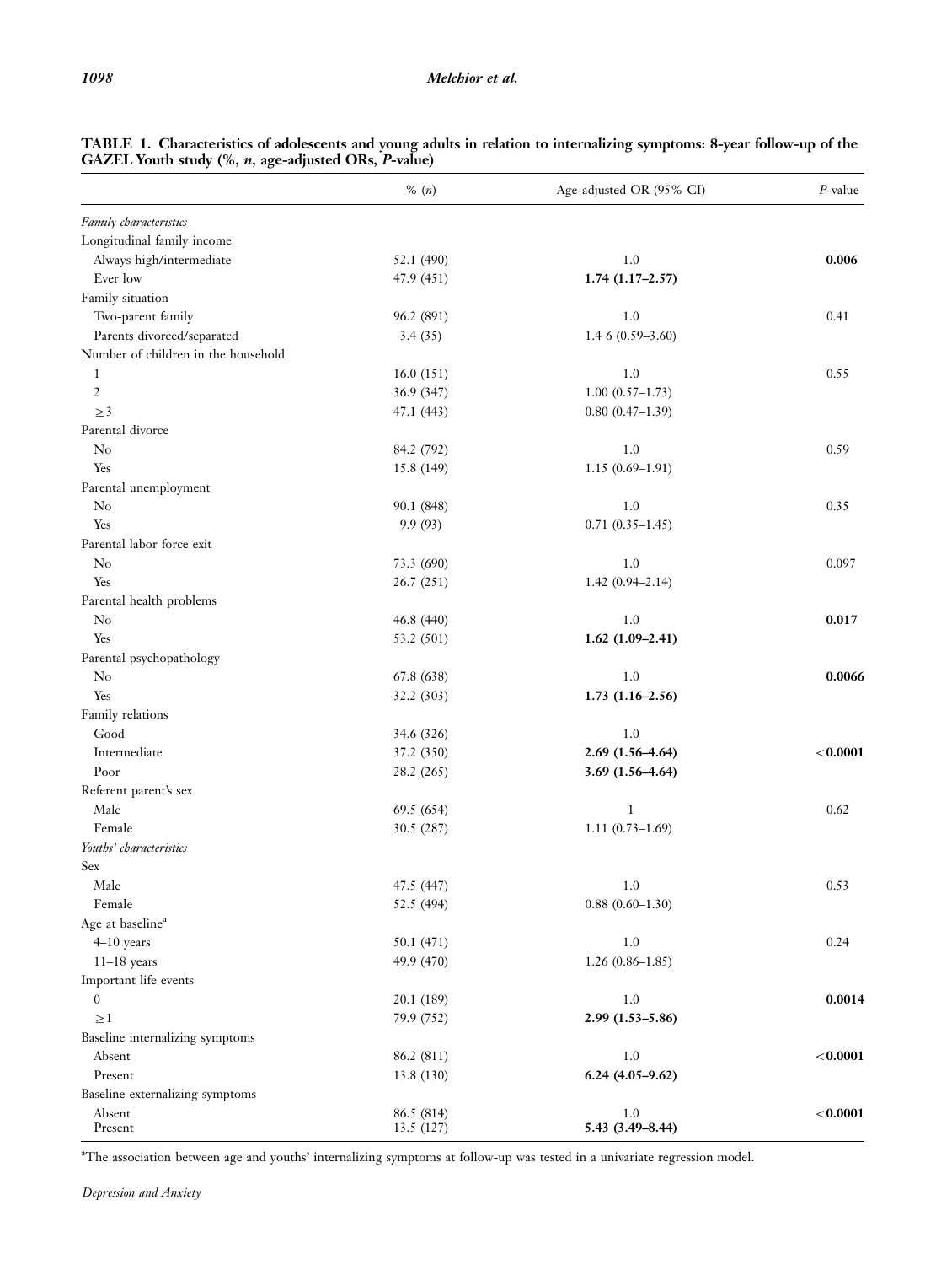**TABLE 1. Characteristics of adolescents and young adults in relation to internalizing symptoms: 8-year follow-up of the GAZEL Youth study (%, *n*, age-adjusted ORs, *P*-value)**

| | % (*n*) | Age-adjusted OR (95% CI) | *P*-value |
|---|---|---|---|
| *Family characteristics* | | | |
| Longitudinal family income | | | |
| Always high/intermediate | 52.1 (490) | 1.0 | **0.006** |
| Ever low | 47.9 (451) | **1.74 (1.17–2.57)** | |
| Family situation | | | |
| Two-parent family | 96.2 (891) | 1.0 | 0.41 |
| Parents divorced/separated | 3.4 (35) | 1.4 6 (0.59–3.60) | |
| Number of children in the household | | | |
| 1 | 16.0 (151) | 1.0 | 0.55 |
| 2 | 36.9 (347) | 1.00 (0.57–1.73) | |
| ≥3 | 47.1 (443) | 0.80 (0.47–1.39) | |
| Parental divorce | | | |
| No | 84.2 (792) | 1.0 | 0.59 |
| Yes | 15.8 (149) | 1.15 (0.69–1.91) | |
| Parental unemployment | | | |
| No | 90.1 (848) | 1.0 | 0.35 |
| Yes | 9.9 (93) | 0.71 (0.35–1.45) | |
| Parental labor force exit | | | |
| No | 73.3 (690) | 1.0 | 0.097 |
| Yes | 26.7 (251) | 1.42 (0.94–2.14) | |
| Parental health problems | | | |
| No | 46.8 (440) | 1.0 | **0.017** |
| Yes | 53.2 (501) | **1.62 (1.09–2.41)** | |
| Parental psychopathology | | | |
| No | 67.8 (638) | 1.0 | **0.0066** |
| Yes | 32.2 (303) | **1.73 (1.16–2.56)** | |
| Family relations | | | |
| Good | 34.6 (326) | 1.0 | |
| Intermediate | 37.2 (350) | **2.69 (1.56–4.64)** | **<0.0001** |
| Poor | 28.2 (265) | **3.69 (1.56–4.64)** | |
| Referent parent's sex | | | |
| Male | 69.5 (654) | 1 | 0.62 |
| Female | 30.5 (287) | 1.11 (0.73–1.69) | |
| *Youths' characteristics* | | | |
| Sex | | | |
| Male | 47.5 (447) | 1.0 | 0.53 |
| Female | 52.5 (494) | 0.88 (0.60–1.30) | |
| Age at baseline[a] | | | |
| 4–10 years | 50.1 (471) | 1.0 | 0.24 |
| 11–18 years | 49.9 (470) | 1.26 (0.86–1.85) | |
| Important life events | | | |
| 0 | 20.1 (189) | 1.0 | **0.0014** |
| ≥1 | 79.9 (752) | **2.99 (1.53–5.86)** | |
| Baseline internalizing symptoms | | | |
| Absent | 86.2 (811) | 1.0 | **<0.0001** |
| Present | 13.8 (130) | **6.24 (4.05–9.62)** | |
| Baseline externalizing symptoms | | | |
| Absent | 86.5 (814) | 1.0 | **<0.0001** |
| Present | 13.5 (127) | **5.43 (3.49–8.44)** | |

[a]The association between age and youths' internalizing symptoms at follow-up was tested in a univariate regression model.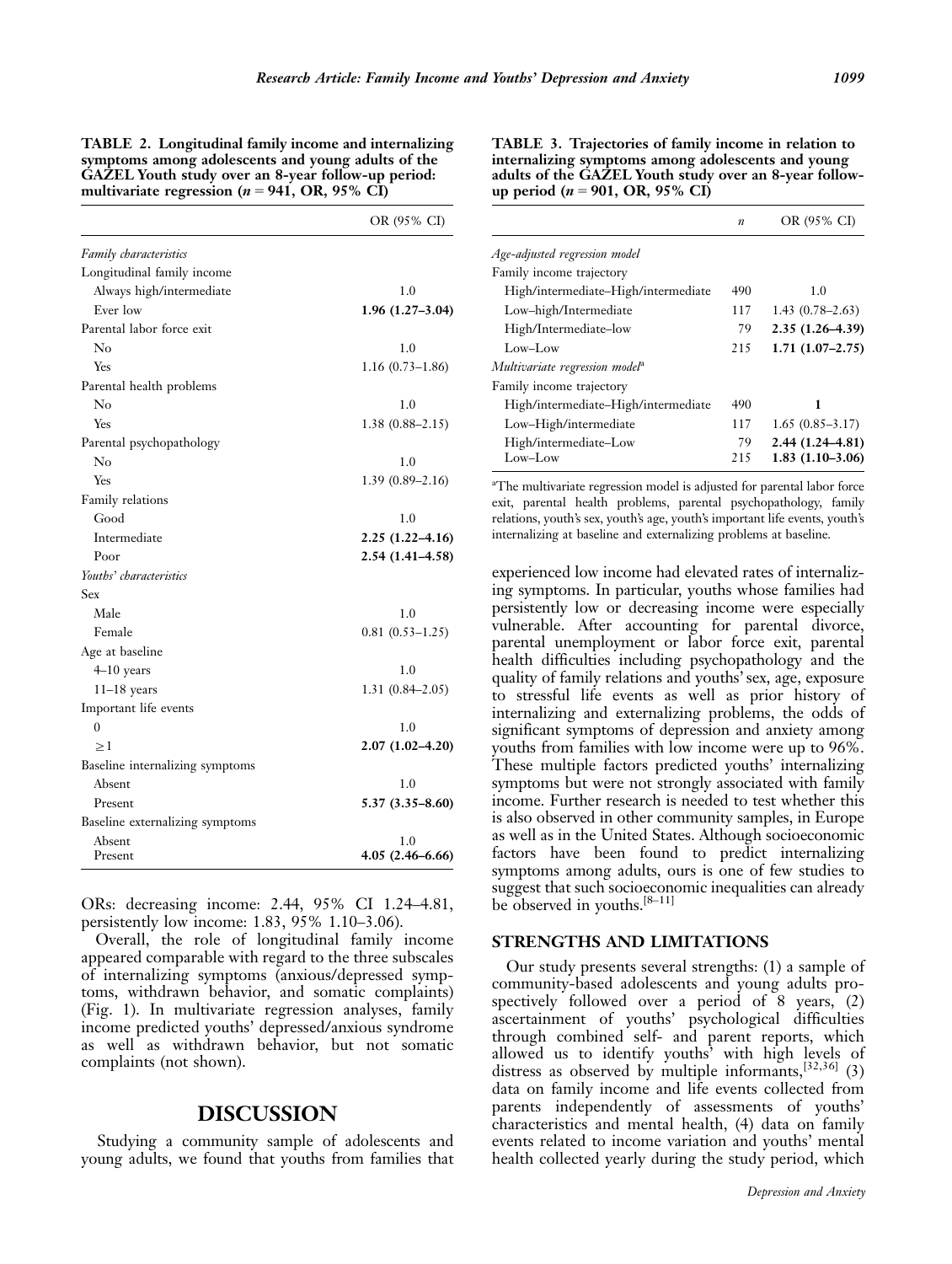**TABLE 2. Longitudinal family income and internalizing symptoms among adolescents and young adults of the GAZEL Youth study over an 8-year follow-up period: multivariate regression ($n = 941$, OR, 95% CI)**

| | OR (95% CI) |
|---|---|
| *Family characteristics* | |
| Longitudinal family income | |
| Always high/intermediate | 1.0 |
| Ever low | **1.96 (1.27–3.04)** |
| Parental labor force exit | |
| No | 1.0 |
| Yes | 1.16 (0.73–1.86) |
| Parental health problems | |
| No | 1.0 |
| Yes | 1.38 (0.88–2.15) |
| Parental psychopathology | |
| No | 1.0 |
| Yes | 1.39 (0.89–2.16) |
| Family relations | |
| Good | 1.0 |
| Intermediate | **2.25 (1.22–4.16)** |
| Poor | **2.54 (1.41–4.58)** |
| *Youths' characteristics* | |
| Sex | |
| Male | 1.0 |
| Female | 0.81 (0.53–1.25) |
| Age at baseline | |
| 4–10 years | 1.0 |
| 11–18 years | 1.31 (0.84–2.05) |
| Important life events | |
| 0 | 1.0 |
| ≥1 | **2.07 (1.02–4.20)** |
| Baseline internalizing symptoms | |
| Absent | 1.0 |
| Present | **5.37 (3.35–8.60)** |
| Baseline externalizing symptoms | |
| Absent | 1.0 |
| Present | **4.05 (2.46–6.66)** |

ORs: decreasing income: 2.44, 95% CI 1.24–4.81, persistently low income: 1.83, 95% 1.10–3.06).

Overall, the role of longitudinal family income appeared comparable with regard to the three subscales of internalizing symptoms (anxious/depressed symptoms, withdrawn behavior, and somatic complaints) (Fig. 1). In multivariate regression analyses, family income predicted youths' depressed/anxious syndrome as well as withdrawn behavior, but not somatic complaints (not shown).

**TABLE 3. Trajectories of family income in relation to internalizing symptoms among adolescents and young adults of the GAZEL Youth study over an 8-year follow-up period ($n = 901$, OR, 95% CI)**

| | $n$ | OR (95% CI) |
|---|---|---|
| *Age-adjusted regression model* | | |
| Family income trajectory | | |
| High/intermediate–High/intermediate | 490 | 1.0 |
| Low–high/Intermediate | 117 | 1.43 (0.78–2.63) |
| High/Intermediate–low | 79 | **2.35 (1.26–4.39)** |
| Low–Low | 215 | **1.71 (1.07–2.75)** |
| *Multivariate regression model*[a] | | |
| Family income trajectory | | |
| High/intermediate–High/intermediate | 490 | **1** |
| Low–High/intermediate | 117 | 1.65 (0.85–3.17) |
| High/intermediate–Low | 79 | **2.44 (1.24–4.81)** |
| Low–Low | 215 | **1.83 (1.10–3.06)** |

[a]The multivariate regression model is adjusted for parental labor force exit, parental health problems, parental psychopathology, family relations, youth's sex, youth's age, youth's important life events, youth's internalizing at baseline and externalizing problems at baseline.

# DISCUSSION

Studying a community sample of adolescents and young adults, we found that youths from families that experienced low income had elevated rates of internalizing symptoms. In particular, youths whose families had persistently low or decreasing income were especially vulnerable. After accounting for parental divorce, parental unemployment or labor force exit, parental health difficulties including psychopathology and the quality of family relations and youths' sex, age, exposure to stressful life events as well as prior history of internalizing and externalizing problems, the odds of significant symptoms of depression and anxiety among youths from families with low income were up to 96%. These multiple factors predicted youths' internalizing symptoms but were not strongly associated with family income. Further research is needed to test whether this is also observed in other community samples, in Europe as well as in the United States. Although socioeconomic factors have been found to predict internalizing symptoms among adults, ours is one of few studies to suggest that such socioeconomic inequalities can already be observed in youths.[8–11]

## STRENGTHS AND LIMITATIONS

Our study presents several strengths: (1) a sample of community-based adolescents and young adults prospectively followed over a period of 8 years, (2) ascertainment of youths' psychological difficulties through combined self- and parent reports, which allowed us to identify youths' with high levels of distress as observed by multiple informants,[32,36] (3) data on family income and life events collected from parents independently of assessments of youths' characteristics and mental health, (4) data on family events related to income variation and youths' mental health collected yearly during the study period, which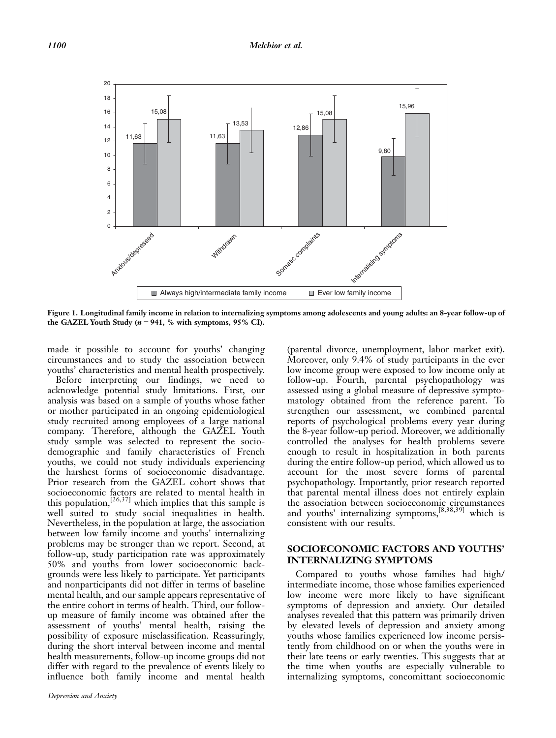Figure 1. Longitudinal family income in relation to internalizing symptoms among adolescents and young adults: an 8-year follow-up of the GAZEL Youth Study ($n = 941$, % with symptoms, 95% CI).

made it possible to account for youths' changing circumstances and to study the association between youths' characteristics and mental health prospectively.

Before interpreting our findings, we need to acknowledge potential study limitations. First, our analysis was based on a sample of youths whose father or mother participated in an ongoing epidemiological study recruited among employees of a large national company. Therefore, although the GAZEL Youth study sample was selected to represent the sociodemographic and family characteristics of French youths, we could not study individuals experiencing the harshest forms of socioeconomic disadvantage. Prior research from the GAZEL cohort shows that socioeconomic factors are related to mental health in this population,[26,37] which implies that this sample is well suited to study social inequalities in health. Nevertheless, in the population at large, the association between low family income and youths' internalizing problems may be stronger than we report. Second, at follow-up, study participation rate was approximately 50% and youths from lower socioeconomic backgrounds were less likely to participate. Yet participants and nonparticipants did not differ in terms of baseline mental health, and our sample appears representative of the entire cohort in terms of health. Third, our follow-up measure of family income was obtained after the assessment of youths' mental health, raising the possibility of exposure misclassification. Reassuringly, during the short interval between income and mental health measurements, follow-up income groups did not differ with regard to the prevalence of events likely to influence both family income and mental health (parental divorce, unemployment, labor market exit). Moreover, only 9.4% of study participants in the ever low income group were exposed to low income only at follow-up. Fourth, parental psychopathology was assessed using a global measure of depressive symptomatology obtained from the reference parent. To strengthen our assessment, we combined parental reports of psychological problems every year during the 8-year follow-up period. Moreover, we additionally controlled the analyses for health problems severe enough to result in hospitalization in both parents during the entire follow-up period, which allowed us to account for the most severe forms of parental psychopathology. Importantly, prior research reported that parental mental illness does not entirely explain the association between socioeconomic circumstances and youths' internalizing symptoms,[8,38,39] which is consistent with our results.

## SOCIOECONOMIC FACTORS AND YOUTHS' INTERNALIZING SYMPTOMS

Compared to youths whose families had high/intermediate income, those whose families experienced low income were more likely to have significant symptoms of depression and anxiety. Our detailed analyses revealed that this pattern was primarily driven by elevated levels of depression and anxiety among youths whose families experienced low income persistently from childhood on or when the youths were in their late teens or early twenties. This suggests that at the time when youths are especially vulnerable to internalizing symptoms, concomittant socioeconomic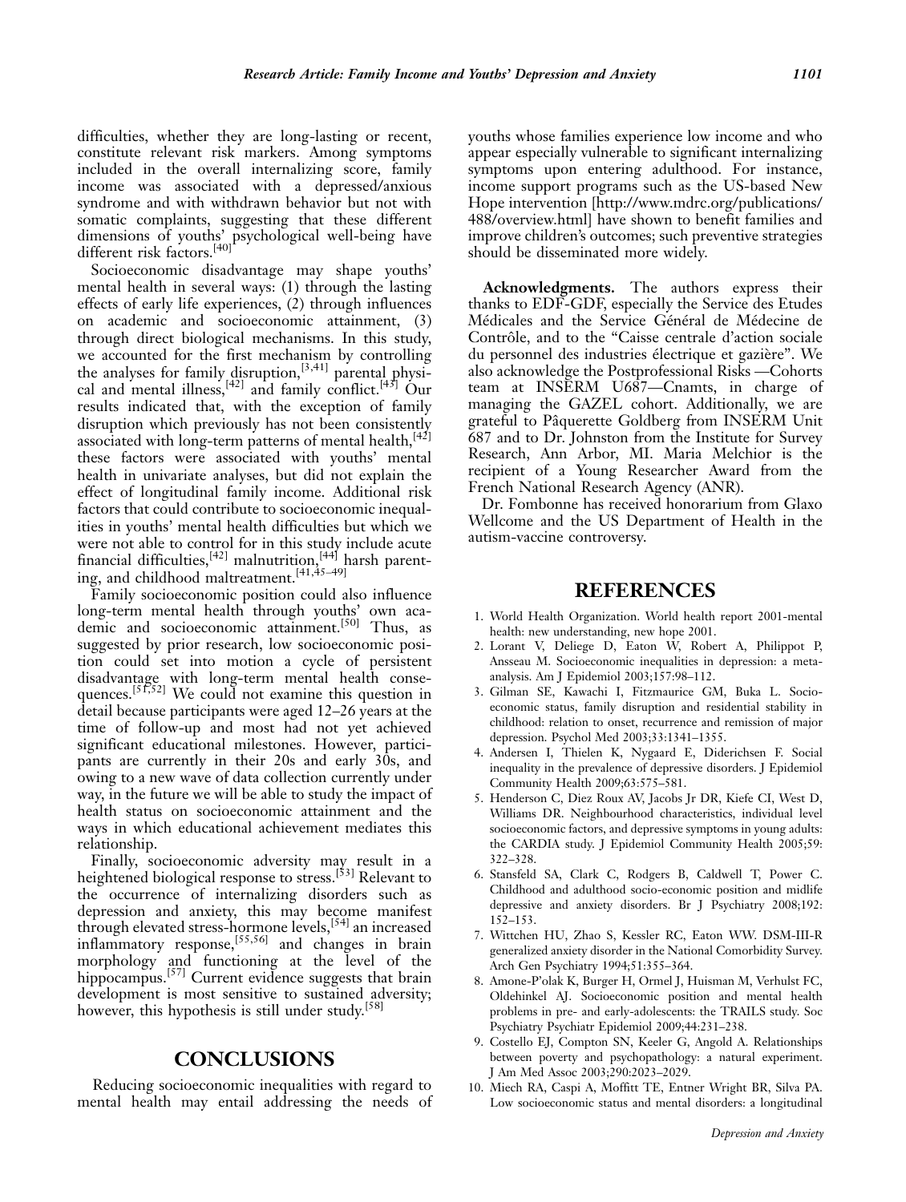difficulties, whether they are long-lasting or recent, constitute relevant risk markers. Among symptoms included in the overall internalizing score, family income was associated with a depressed/anxious syndrome and with withdrawn behavior but not with somatic complaints, suggesting that these different dimensions of youths' psychological well-being have different risk factors.[40]

Socioeconomic disadvantage may shape youths' mental health in several ways: (1) through the lasting effects of early life experiences, (2) through influences on academic and socioeconomic attainment, (3) through direct biological mechanisms. In this study, we accounted for the first mechanism by controlling the analyses for family disruption,[3,41] parental physical and mental illness,[42] and family conflict.[43] Our results indicated that, with the exception of family disruption which previously has not been consistently associated with long-term patterns of mental health,[42] these factors were associated with youths' mental health in univariate analyses, but did not explain the effect of longitudinal family income. Additional risk factors that could contribute to socioeconomic inequalities in youths' mental health difficulties but which we were not able to control for in this study include acute financial difficulties,[42] malnutrition,[44] harsh parenting, and childhood maltreatment.[41,45–49]

Family socioeconomic position could also influence long-term mental health through youths' own academic and socioeconomic attainment.[50] Thus, as suggested by prior research, low socioeconomic position could set into motion a cycle of persistent disadvantage with long-term mental health consequences.[51,52] We could not examine this question in detail because participants were aged 12–26 years at the time of follow-up and most had not yet achieved significant educational milestones. However, participants are currently in their 20s and early 30s, and owing to a new wave of data collection currently under way, in the future we will be able to study the impact of health status on socioeconomic attainment and the ways in which educational achievement mediates this relationship.

Finally, socioeconomic adversity may result in a heightened biological response to stress.[53] Relevant to the occurrence of internalizing disorders such as depression and anxiety, this may become manifest through elevated stress-hormone levels,[54] an increased inflammatory response,[55,56] and changes in brain morphology and functioning at the level of the hippocampus.[57] Current evidence suggests that brain development is most sensitive to sustained adversity; however, this hypothesis is still under study.[58]

## CONCLUSIONS

Reducing socioeconomic inequalities with regard to mental health may entail addressing the needs of youths whose families experience low income and who appear especially vulnerable to significant internalizing symptoms upon entering adulthood. For instance, income support programs such as the US-based New Hope intervention [http://www.mdrc.org/publications/488/overview.html] have shown to benefit families and improve children's outcomes; such preventive strategies should be disseminated more widely.

**Acknowledgments.** The authors express their thanks to EDF-GDF, especially the Service des Etudes Médicales and the Service Général de Médecine de Contrôle, and to the "Caisse centrale d'action sociale du personnel des industries électrique et gazière". We also acknowledge the Postprofessional Risks —Cohorts team at INSERM U687—Cnamts, in charge of managing the GAZEL cohort. Additionally, we are grateful to Pâquerette Goldberg from INSERM Unit 687 and to Dr. Johnston from the Institute for Survey Research, Ann Arbor, MI. Maria Melchior is the recipient of a Young Researcher Award from the French National Research Agency (ANR).

Dr. Fombonne has received honorarium from Glaxo Wellcome and the US Department of Health in the autism-vaccine controversy.

## REFERENCES

1. World Health Organization. World health report 2001-mental health: new understanding, new hope 2001.
2. Lorant V, Deliege D, Eaton W, Robert A, Philippot P, Ansseau M. Socioeconomic inequalities in depression: a meta-analysis. Am J Epidemiol 2003;157:98–112.
3. Gilman SE, Kawachi I, Fitzmaurice GM, Buka L. Socioeconomic status, family disruption and residential stability in childhood: relation to onset, recurrence and remission of major depression. Psychol Med 2003;33:1341–1355.
4. Andersen I, Thielen K, Nygaard E, Diderichsen F. Social inequality in the prevalence of depressive disorders. J Epidemiol Community Health 2009;63:575–581.
5. Henderson C, Diez Roux AV, Jacobs Jr DR, Kiefe CI, West D, Williams DR. Neighbourhood characteristics, individual level socioeconomic factors, and depressive symptoms in young adults: the CARDIA study. J Epidemiol Community Health 2005;59: 322–328.
6. Stansfeld SA, Clark C, Rodgers B, Caldwell T, Power C. Childhood and adulthood socio-economic position and midlife depressive and anxiety disorders. Br J Psychiatry 2008;192: 152–153.
7. Wittchen HU, Zhao S, Kessler RC, Eaton WW. DSM-III-R generalized anxiety disorder in the National Comorbidity Survey. Arch Gen Psychiatry 1994;51:355–364.
8. Amone-P'olak K, Burger H, Ormel J, Huisman M, Verhulst FC, Oldehinkel AJ. Socioeconomic position and mental health problems in pre- and early-adolescents: the TRAILS study. Soc Psychiatry Psychiatr Epidemiol 2009;44:231–238.
9. Costello EJ, Compton SN, Keeler G, Angold A. Relationships between poverty and psychopathology: a natural experiment. J Am Med Assoc 2003;290:2023–2029.
10. Miech RA, Caspi A, Moffitt TE, Entner Wright BR, Silva PA. Low socioeconomic status and mental disorders: a longitudinal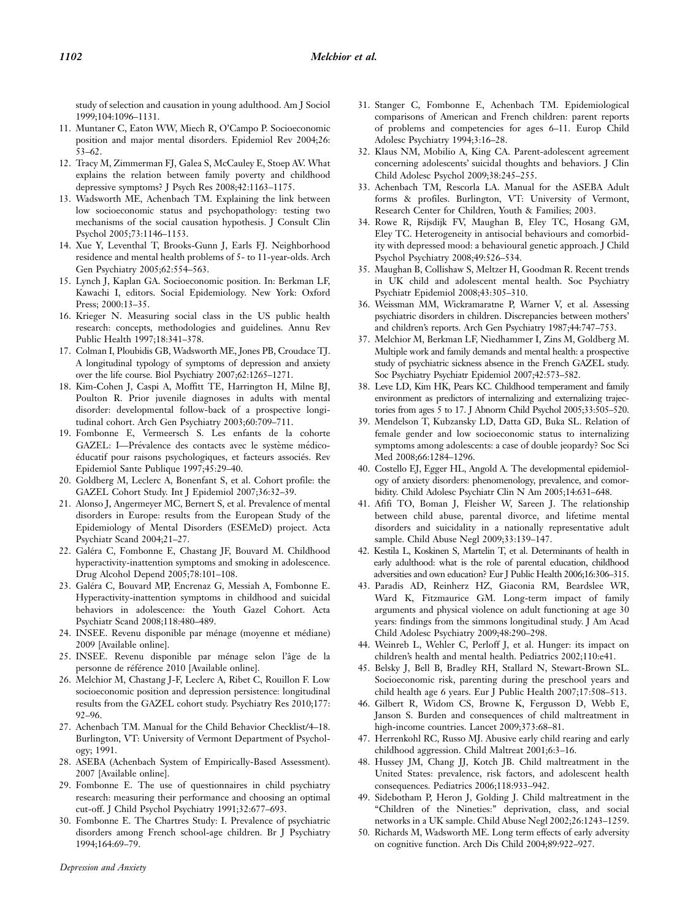study of selection and causation in young adulthood. Am J Sociol 1999;104:1096–1131.

11. Muntaner C, Eaton WW, Miech R, O'Campo P. Socioeconomic position and major mental disorders. Epidemiol Rev 2004;26: 53–62.
12. Tracy M, Zimmerman FJ, Galea S, McCauley E, Stoep AV. What explains the relation between family poverty and childhood depressive symptoms? J Psych Res 2008;42:1163–1175.
13. Wadsworth ME, Achenbach TM. Explaining the link between low socioeconomic status and psychopathology: testing two mechanisms of the social causation hypothesis. J Consult Clin Psychol 2005;73:1146–1153.
14. Xue Y, Leventhal T, Brooks-Gunn J, Earls FJ. Neighborhood residence and mental health problems of 5- to 11-year-olds. Arch Gen Psychiatry 2005;62:554–563.
15. Lynch J, Kaplan GA. Socioeconomic position. In: Berkman LF, Kawachi I, editors. Social Epidemiology. New York: Oxford Press; 2000:13–35.
16. Krieger N. Measuring social class in the US public health research: concepts, methodologies and guidelines. Annu Rev Public Health 1997;18:341–378.
17. Colman I, Ploubidis GB, Wadsworth ME, Jones PB, Croudace TJ. A longitudinal typology of symptoms of depression and anxiety over the life course. Biol Psychiatry 2007;62:1265–1271.
18. Kim-Cohen J, Caspi A, Moffitt TE, Harrington H, Milne BJ, Poulton R. Prior juvenile diagnoses in adults with mental disorder: developmental follow-back of a prospective longitudinal cohort. Arch Gen Psychiatry 2003;60:709–711.
19. Fombonne E, Vermeersch S. Les enfants de la cohorte GAZEL: I—Prévalence des contacts avec le système médico-éducatif pour raisons psychologiques, et facteurs associés. Rev Epidemiol Sante Publique 1997;45:29–40.
20. Goldberg M, Leclerc A, Bonenfant S, et al. Cohort profile: the GAZEL Cohort Study. Int J Epidemiol 2007;36:32–39.
21. Alonso J, Angermeyer MC, Bernert S, et al. Prevalence of mental disorders in Europe: results from the European Study of the Epidemiology of Mental Disorders (ESEMeD) project. Acta Psychiatr Scand 2004;21–27.
22. Galéra C, Fombonne E, Chastang JF, Bouvard M. Childhood hyperactivity-inattention symptoms and smoking in adolescence. Drug Alcohol Depend 2005;78:101–108.
23. Galéra C, Bouvard MP, Encrenaz G, Messiah A, Fombonne E. Hyperactivity-inattention symptoms in childhood and suicidal behaviors in adolescence: the Youth Gazel Cohort. Acta Psychiatr Scand 2008;118:480–489.
24. INSEE. Revenu disponible par ménage (moyenne et médiane) 2009 [Available online].
25. INSEE. Revenu disponible par ménage selon l'âge de la personne de référence 2010 [Available online].
26. Melchior M, Chastang J-F, Leclerc A, Ribet C, Rouillon F. Low socioeconomic position and depression persistence: longitudinal results from the GAZEL cohort study. Psychiatry Res 2010;177: 92–96.
27. Achenbach TM. Manual for the Child Behavior Checklist/4–18. Burlington, VT: University of Vermont Department of Psychology; 1991.
28. ASEBA (Achenbach System of Empirically-Based Assessment). 2007 [Available online].
29. Fombonne E. The use of questionnaires in child psychiatry research: measuring their performance and choosing an optimal cut-off. J Child Psychol Psychiatry 1991;32:677–693.
30. Fombonne E. The Chartres Study: I. Prevalence of psychiatric disorders among French school-age children. Br J Psychiatry 1994;164:69–79.
31. Stanger C, Fombonne E, Achenbach TM. Epidemiological comparisons of American and French children: parent reports of problems and competencies for ages 6–11. Europ Child Adolesc Psychiatry 1994;3:16–28.
32. Klaus NM, Mobilio A, King CA. Parent-adolescent agreement concerning adolescents' suicidal thoughts and behaviors. J Clin Child Adolesc Psychol 2009;38:245–255.
33. Achenbach TM, Rescorla LA. Manual for the ASEBA Adult forms & profiles. Burlington, VT: University of Vermont, Research Center for Children, Youth & Families; 2003.
34. Rowe R, Rijsdijk FV, Maughan B, Eley TC, Hosang GM, Eley TC. Heterogeneity in antisocial behaviours and comorbidity with depressed mood: a behavioural genetic approach. J Child Psychol Psychiatry 2008;49:526–534.
35. Maughan B, Collishaw S, Meltzer H, Goodman R. Recent trends in UK child and adolescent mental health. Soc Psychiatry Psychiatr Epidemiol 2008;43:305–310.
36. Weissman MM, Wickramaratne P, Warner V, et al. Assessing psychiatric disorders in children. Discrepancies between mothers' and children's reports. Arch Gen Psychiatry 1987;44:747–753.
37. Melchior M, Berkman LF, Niedhammer I, Zins M, Goldberg M. Multiple work and family demands and mental health: a prospective study of psychiatric sickness absence in the French GAZEL study. Soc Psychiatry Psychiatr Epidemiol 2007;42:573–582.
38. Leve LD, Kim HK, Pears KC. Childhood temperament and family environment as predictors of internalizing and externalizing trajectories from ages 5 to 17. J Abnorm Child Psychol 2005;33:505–520.
39. Mendelson T, Kubzansky LD, Datta GD, Buka SL. Relation of female gender and low socioeconomic status to internalizing symptoms among adolescents: a case of double jeopardy? Soc Sci Med 2008;66:1284–1296.
40. Costello EJ, Egger HL, Angold A. The developmental epidemiology of anxiety disorders: phenomenology, prevalence, and comorbidity. Child Adolesc Psychiatr Clin N Am 2005;14:631–648.
41. Afifi TO, Boman J, Fleisher W, Sareen J. The relationship between child abuse, parental divorce, and lifetime mental disorders and suicidality in a nationally representative adult sample. Child Abuse Negl 2009;33:139–147.
42. Kestila L, Koskinen S, Martelin T, et al. Determinants of health in early adulthood: what is the role of parental education, childhood adversities and own education? Eur J Public Health 2006;16:306–315.
43. Paradis AD, Reinherz HZ, Giaconia RM, Beardslee WR, Ward K, Fitzmaurice GM. Long-term impact of family arguments and physical violence on adult functioning at age 30 years: findings from the simmons longitudinal study. J Am Acad Child Adolesc Psychiatry 2009;48:290–298.
44. Weinreb L, Wehler C, Perloff J, et al. Hunger: its impact on children's health and mental health. Pediatrics 2002;110:e41.
45. Belsky J, Bell B, Bradley RH, Stallard N, Stewart-Brown SL. Socioeconomic risk, parenting during the preschool years and child health age 6 years. Eur J Public Health 2007;17:508–513.
46. Gilbert R, Widom CS, Browne K, Fergusson D, Webb E, Janson S. Burden and consequences of child maltreatment in high-income countries. Lancet 2009;373:68–81.
47. Herrenkohl RC, Russo MJ. Abusive early child rearing and early childhood aggression. Child Maltreat 2001;6:3–16.
48. Hussey JM, Chang JJ, Kotch JB. Child maltreatment in the United States: prevalence, risk factors, and adolescent health consequences. Pediatrics 2006;118:933–942.
49. Sidebotham P, Heron J, Golding J. Child maltreatment in the "Children of the Nineties:" deprivation, class, and social networks in a UK sample. Child Abuse Negl 2002;26:1243–1259.
50. Richards M, Wadsworth ME. Long term effects of early adversity on cognitive function. Arch Dis Child 2004;89:922–927.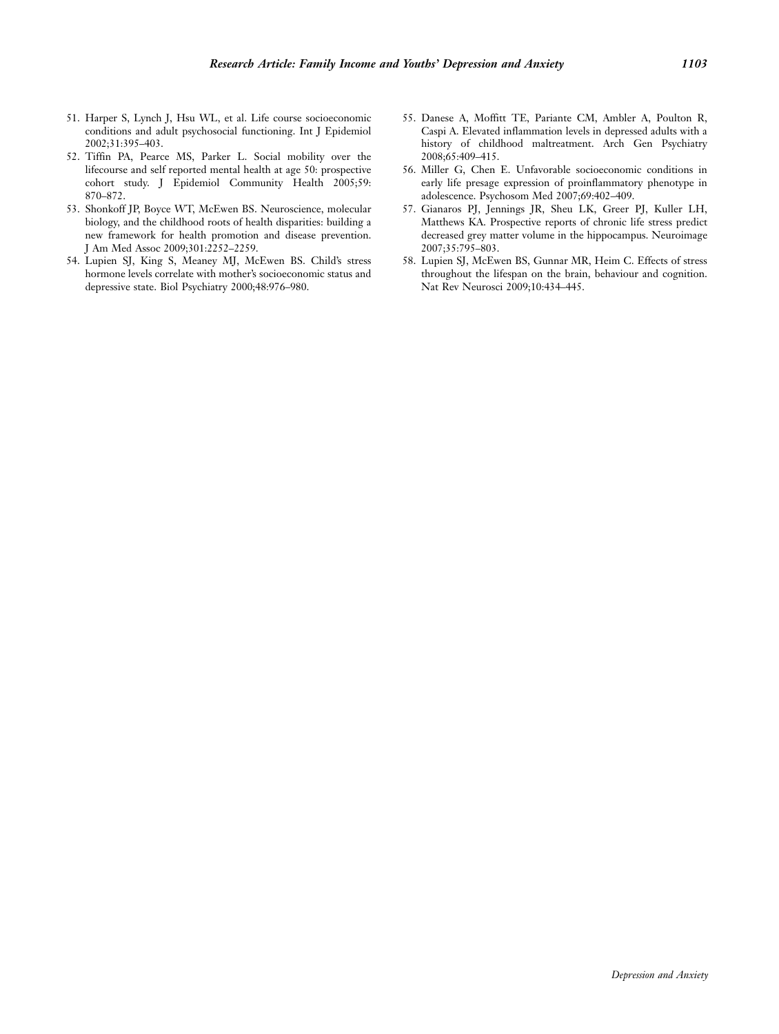51. Harper S, Lynch J, Hsu WL, et al. Life course socioeconomic conditions and adult psychosocial functioning. Int J Epidemiol 2002;31:395–403.
52. Tiffin PA, Pearce MS, Parker L. Social mobility over the lifecourse and self reported mental health at age 50: prospective cohort study. J Epidemiol Community Health 2005;59: 870–872.
53. Shonkoff JP, Boyce WT, McEwen BS. Neuroscience, molecular biology, and the childhood roots of health disparities: building a new framework for health promotion and disease prevention. J Am Med Assoc 2009;301:2252–2259.
54. Lupien SJ, King S, Meaney MJ, McEwen BS. Child's stress hormone levels correlate with mother's socioeconomic status and depressive state. Biol Psychiatry 2000;48:976–980.
55. Danese A, Moffitt TE, Pariante CM, Ambler A, Poulton R, Caspi A. Elevated inflammation levels in depressed adults with a history of childhood maltreatment. Arch Gen Psychiatry 2008;65:409–415.
56. Miller G, Chen E. Unfavorable socioeconomic conditions in early life presage expression of proinflammatory phenotype in adolescence. Psychosom Med 2007;69:402–409.
57. Gianaros PJ, Jennings JR, Sheu LK, Greer PJ, Kuller LH, Matthews KA. Prospective reports of chronic life stress predict decreased grey matter volume in the hippocampus. Neuroimage 2007;35:795–803.
58. Lupien SJ, McEwen BS, Gunnar MR, Heim C. Effects of stress throughout the lifespan on the brain, behaviour and cognition. Nat Rev Neurosci 2009;10:434–445.